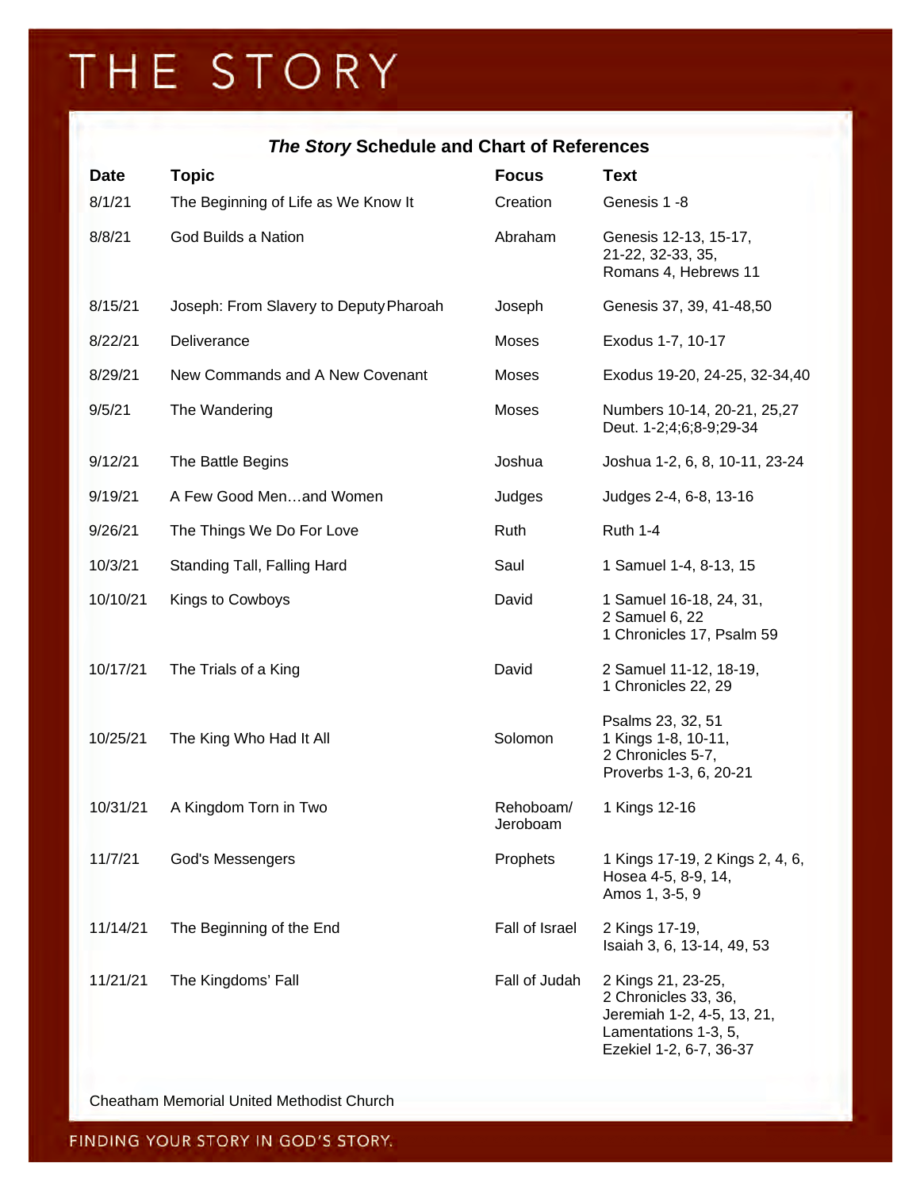# THE STORY

## *The Story* Schedule and Chart of References

| Date | Topic | Focus | Text |
|---|---|---|---|
| 8/1/21 | The Beginning of Life as We Know It | Creation | Genesis 1 -8 |
| 8/8/21 | God Builds a Nation | Abraham | Genesis 12-13, 15-17, 21-22, 32-33, 35, Romans 4, Hebrews 11 |
| 8/15/21 | Joseph: From Slavery to Deputy Pharoah | Joseph | Genesis 37, 39, 41-48,50 |
| 8/22/21 | Deliverance | Moses | Exodus 1-7, 10-17 |
| 8/29/21 | New Commands and A New Covenant | Moses | Exodus 19-20, 24-25, 32-34,40 |
| 9/5/21 | The Wandering | Moses | Numbers 10-14, 20-21, 25,27 Deut. 1-2;4;6;8-9;29-34 |
| 9/12/21 | The Battle Begins | Joshua | Joshua 1-2, 6, 8, 10-11, 23-24 |
| 9/19/21 | A Few Good Men…and Women | Judges | Judges 2-4, 6-8, 13-16 |
| 9/26/21 | The Things We Do For Love | Ruth | Ruth 1-4 |
| 10/3/21 | Standing Tall, Falling Hard | Saul | 1 Samuel 1-4, 8-13, 15 |
| 10/10/21 | Kings to Cowboys | David | 1 Samuel 16-18, 24, 31, 2 Samuel 6, 22 1 Chronicles 17, Psalm 59 |
| 10/17/21 | The Trials of a King | David | 2 Samuel 11-12, 18-19, 1 Chronicles 22, 29 |
| 10/25/21 | The King Who Had It All | Solomon | Psalms 23, 32, 51 1 Kings 1-8, 10-11, 2 Chronicles 5-7, Proverbs 1-3, 6, 20-21 |
| 10/31/21 | A Kingdom Torn in Two | Rehoboam/ Jeroboam | 1 Kings 12-16 |
| 11/7/21 | God's Messengers | Prophets | 1 Kings 17-19, 2 Kings 2, 4, 6, Hosea 4-5, 8-9, 14, Amos 1, 3-5, 9 |
| 11/14/21 | The Beginning of the End | Fall of Israel | 2 Kings 17-19, Isaiah 3, 6, 13-14, 49, 53 |
| 11/21/21 | The Kingdoms' Fall | Fall of Judah | 2 Kings 21, 23-25, 2 Chronicles 33, 36, Jeremiah 1-2, 4-5, 13, 21, Lamentations 1-3, 5, Ezekiel 1-2, 6-7, 36-37 |

Cheatham Memorial United Methodist Church

FINDING YOUR STORY IN GOD'S STORY.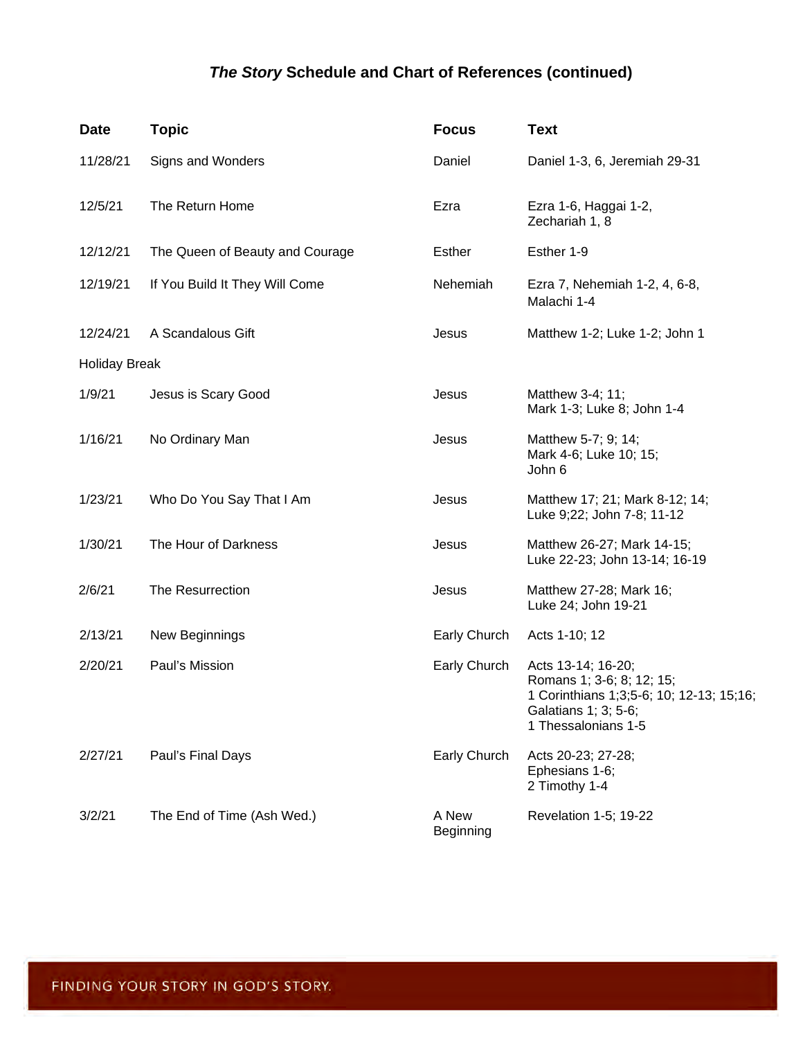## *The Story* Schedule and Chart of References (continued)

| Date | Topic | Focus | Text |
|---|---|---|---|
| 11/28/21 | Signs and Wonders | Daniel | Daniel 1-3, 6, Jeremiah 29-31 |
| 12/5/21 | The Return Home | Ezra | Ezra 1-6, Haggai 1-2, Zechariah 1, 8 |
| 12/12/21 | The Queen of Beauty and Courage | Esther | Esther 1-9 |
| 12/19/21 | If You Build It They Will Come | Nehemiah | Ezra 7, Nehemiah 1-2, 4, 6-8, Malachi 1-4 |
| 12/24/21 | A Scandalous Gift | Jesus | Matthew 1-2; Luke 1-2; John 1 |
| Holiday Break | | | |
| 1/9/21 | Jesus is Scary Good | Jesus | Matthew 3-4; 11; Mark 1-3; Luke 8; John 1-4 |
| 1/16/21 | No Ordinary Man | Jesus | Matthew 5-7; 9; 14; Mark 4-6; Luke 10; 15; John 6 |
| 1/23/21 | Who Do You Say That I Am | Jesus | Matthew 17; 21; Mark 8-12; 14; Luke 9;22; John 7-8; 11-12 |
| 1/30/21 | The Hour of Darkness | Jesus | Matthew 26-27; Mark 14-15; Luke 22-23; John 13-14; 16-19 |
| 2/6/21 | The Resurrection | Jesus | Matthew 27-28; Mark 16; Luke 24; John 19-21 |
| 2/13/21 | New Beginnings | Early Church | Acts 1-10; 12 |
| 2/20/21 | Paul's Mission | Early Church | Acts 13-14; 16-20; Romans 1; 3-6; 8; 12; 15; 1 Corinthians 1;3;5-6; 10; 12-13; 15;16; Galatians 1; 3; 5-6; 1 Thessalonians 1-5 |
| 2/27/21 | Paul's Final Days | Early Church | Acts 20-23; 27-28; Ephesians 1-6; 2 Timothy 1-4 |
| 3/2/21 | The End of Time (Ash Wed.) | A New Beginning | Revelation 1-5; 19-22 |

FINDING YOUR STORY IN GOD'S STORY.